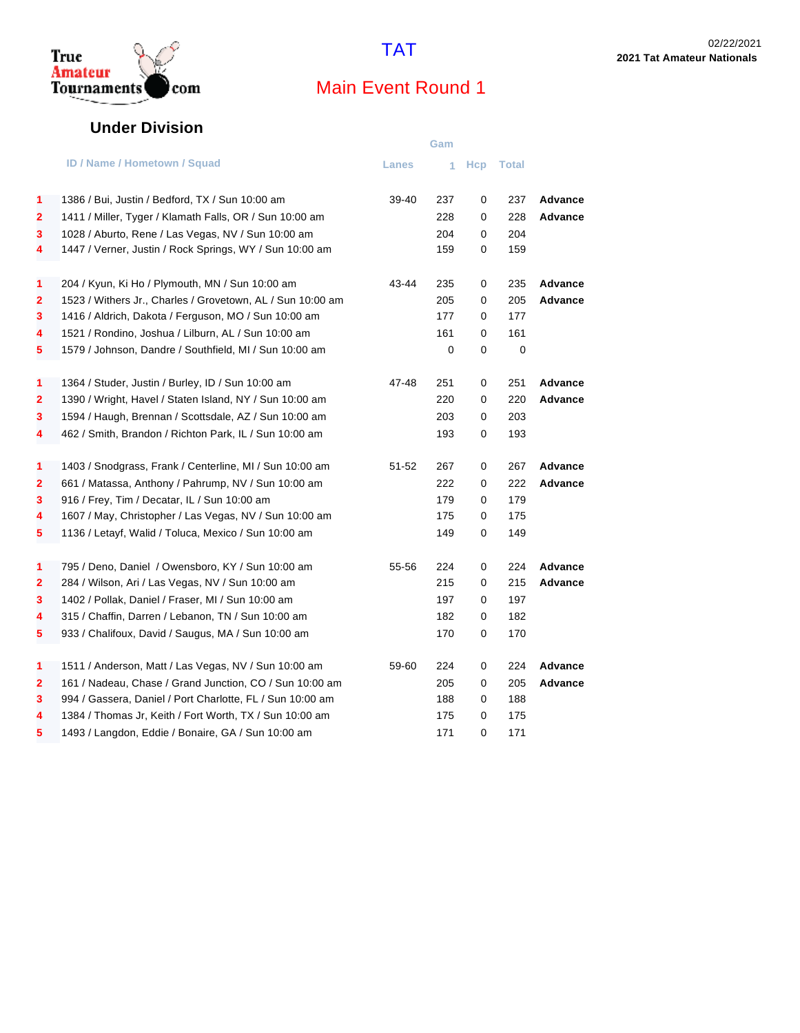True Amateur Tournaments.com

# TAT

## Main Event Round 1

02/22/2021
**2021 Tat Amateur Nationals**

### Under Division

| | ID / Name / Hometown / Squad | Lanes | Game 1 | Hcp | Total | |
|---|---|---|---|---|---|---|
| 1 | 1386 / Bui, Justin / Bedford, TX / Sun 10:00 am | 39-40 | 237 | 0 | 237 | **Advance** |
| 2 | 1411 / Miller, Tyger / Klamath Falls, OR / Sun 10:00 am | | 228 | 0 | 228 | **Advance** |
| 3 | 1028 / Aburto, Rene / Las Vegas, NV / Sun 10:00 am | | 204 | 0 | 204 | |
| 4 | 1447 / Verner, Justin / Rock Springs, WY / Sun 10:00 am | | 159 | 0 | 159 | |
| 1 | 204 / Kyun, Ki Ho / Plymouth, MN / Sun 10:00 am | 43-44 | 235 | 0 | 235 | **Advance** |
| 2 | 1523 / Withers Jr., Charles / Grovetown, AL / Sun 10:00 am | | 205 | 0 | 205 | **Advance** |
| 3 | 1416 / Aldrich, Dakota / Ferguson, MO / Sun 10:00 am | | 177 | 0 | 177 | |
| 4 | 1521 / Rondino, Joshua / Lilburn, AL / Sun 10:00 am | | 161 | 0 | 161 | |
| 5 | 1579 / Johnson, Dandre / Southfield, MI / Sun 10:00 am | | 0 | 0 | 0 | |
| 1 | 1364 / Studer, Justin / Burley, ID / Sun 10:00 am | 47-48 | 251 | 0 | 251 | **Advance** |
| 2 | 1390 / Wright, Havel / Staten Island, NY / Sun 10:00 am | | 220 | 0 | 220 | **Advance** |
| 3 | 1594 / Haugh, Brennan / Scottsdale, AZ / Sun 10:00 am | | 203 | 0 | 203 | |
| 4 | 462 / Smith, Brandon / Richton Park, IL / Sun 10:00 am | | 193 | 0 | 193 | |
| 1 | 1403 / Snodgrass, Frank / Centerline, MI / Sun 10:00 am | 51-52 | 267 | 0 | 267 | **Advance** |
| 2 | 661 / Matassa, Anthony / Pahrump, NV / Sun 10:00 am | | 222 | 0 | 222 | **Advance** |
| 3 | 916 / Frey, Tim / Decatar, IL / Sun 10:00 am | | 179 | 0 | 179 | |
| 4 | 1607 / May, Christopher / Las Vegas, NV / Sun 10:00 am | | 175 | 0 | 175 | |
| 5 | 1136 / Letayf, Walid / Toluca, Mexico / Sun 10:00 am | | 149 | 0 | 149 | |
| 1 | 795 / Deno, Daniel / Owensboro, KY / Sun 10:00 am | 55-56 | 224 | 0 | 224 | **Advance** |
| 2 | 284 / Wilson, Ari / Las Vegas, NV / Sun 10:00 am | | 215 | 0 | 215 | **Advance** |
| 3 | 1402 / Pollak, Daniel / Fraser, MI / Sun 10:00 am | | 197 | 0 | 197 | |
| 4 | 315 / Chaffin, Darren / Lebanon, TN / Sun 10:00 am | | 182 | 0 | 182 | |
| 5 | 933 / Chalifoux, David / Saugus, MA / Sun 10:00 am | | 170 | 0 | 170 | |
| 1 | 1511 / Anderson, Matt / Las Vegas, NV / Sun 10:00 am | 59-60 | 224 | 0 | 224 | **Advance** |
| 2 | 161 / Nadeau, Chase / Grand Junction, CO / Sun 10:00 am | | 205 | 0 | 205 | **Advance** |
| 3 | 994 / Gassera, Daniel / Port Charlotte, FL / Sun 10:00 am | | 188 | 0 | 188 | |
| 4 | 1384 / Thomas Jr, Keith / Fort Worth, TX / Sun 10:00 am | | 175 | 0 | 175 | |
| 5 | 1493 / Langdon, Eddie / Bonaire, GA / Sun 10:00 am | | 171 | 0 | 171 | |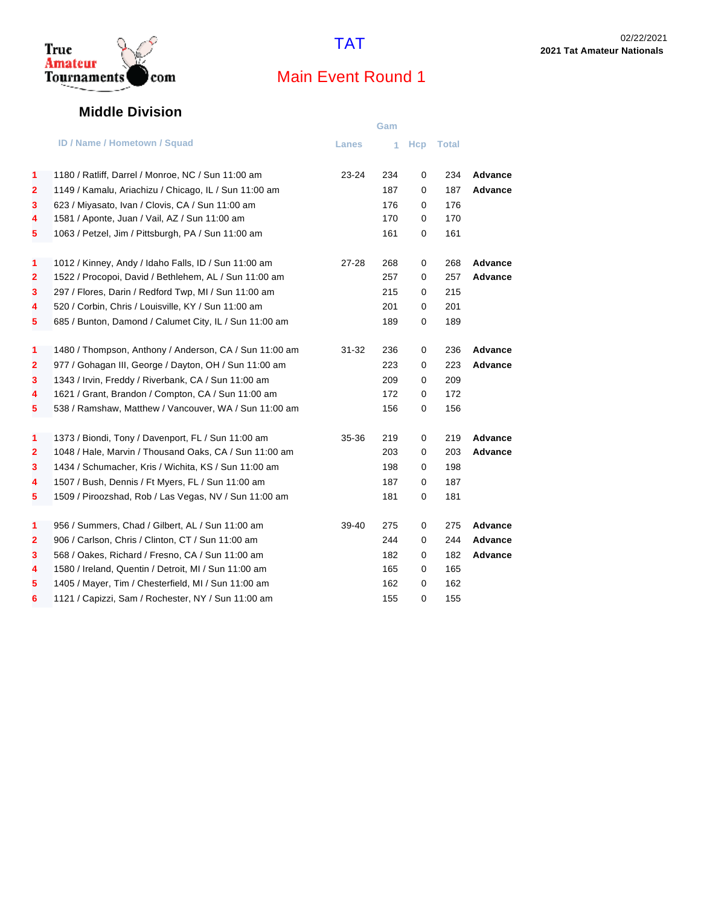TAT

02/22/2021

**2021 Tat Amateur Nationals**

## Main Event Round 1

### Middle Division

| | ID / Name / Hometown / Squad | Lanes | Gam 1 | Hcp | Total | |
|---|---|---|---|---|---|---|
| 1 | 1180 / Ratliff, Darrel / Monroe, NC / Sun 11:00 am | 23-24 | 234 | 0 | 234 | **Advance** |
| 2 | 1149 / Kamalu, Ariachizu / Chicago, IL / Sun 11:00 am | | 187 | 0 | 187 | **Advance** |
| 3 | 623 / Miyasato, Ivan / Clovis, CA / Sun 11:00 am | | 176 | 0 | 176 | |
| 4 | 1581 / Aponte, Juan / Vail, AZ / Sun 11:00 am | | 170 | 0 | 170 | |
| 5 | 1063 / Petzel, Jim / Pittsburgh, PA / Sun 11:00 am | | 161 | 0 | 161 | |
| 1 | 1012 / Kinney, Andy / Idaho Falls, ID / Sun 11:00 am | 27-28 | 268 | 0 | 268 | **Advance** |
| 2 | 1522 / Procopoi, David / Bethlehem, AL / Sun 11:00 am | | 257 | 0 | 257 | **Advance** |
| 3 | 297 / Flores, Darin / Redford Twp, MI / Sun 11:00 am | | 215 | 0 | 215 | |
| 4 | 520 / Corbin, Chris / Louisville, KY / Sun 11:00 am | | 201 | 0 | 201 | |
| 5 | 685 / Bunton, Damond / Calumet City, IL / Sun 11:00 am | | 189 | 0 | 189 | |
| 1 | 1480 / Thompson, Anthony / Anderson, CA / Sun 11:00 am | 31-32 | 236 | 0 | 236 | **Advance** |
| 2 | 977 / Gohagan III, George / Dayton, OH / Sun 11:00 am | | 223 | 0 | 223 | **Advance** |
| 3 | 1343 / Irvin, Freddy / Riverbank, CA / Sun 11:00 am | | 209 | 0 | 209 | |
| 4 | 1621 / Grant, Brandon / Compton, CA / Sun 11:00 am | | 172 | 0 | 172 | |
| 5 | 538 / Ramshaw, Matthew / Vancouver, WA / Sun 11:00 am | | 156 | 0 | 156 | |
| 1 | 1373 / Biondi, Tony / Davenport, FL / Sun 11:00 am | 35-36 | 219 | 0 | 219 | **Advance** |
| 2 | 1048 / Hale, Marvin / Thousand Oaks, CA / Sun 11:00 am | | 203 | 0 | 203 | **Advance** |
| 3 | 1434 / Schumacher, Kris / Wichita, KS / Sun 11:00 am | | 198 | 0 | 198 | |
| 4 | 1507 / Bush, Dennis / Ft Myers, FL / Sun 11:00 am | | 187 | 0 | 187 | |
| 5 | 1509 / Piroozshad, Rob / Las Vegas, NV / Sun 11:00 am | | 181 | 0 | 181 | |
| 1 | 956 / Summers, Chad / Gilbert, AL / Sun 11:00 am | 39-40 | 275 | 0 | 275 | **Advance** |
| 2 | 906 / Carlson, Chris / Clinton, CT / Sun 11:00 am | | 244 | 0 | 244 | **Advance** |
| 3 | 568 / Oakes, Richard / Fresno, CA / Sun 11:00 am | | 182 | 0 | 182 | **Advance** |
| 4 | 1580 / Ireland, Quentin / Detroit, MI / Sun 11:00 am | | 165 | 0 | 165 | |
| 5 | 1405 / Mayer, Tim / Chesterfield, MI / Sun 11:00 am | | 162 | 0 | 162 | |
| 6 | 1121 / Capizzi, Sam / Rochester, NY / Sun 11:00 am | | 155 | 0 | 155 | |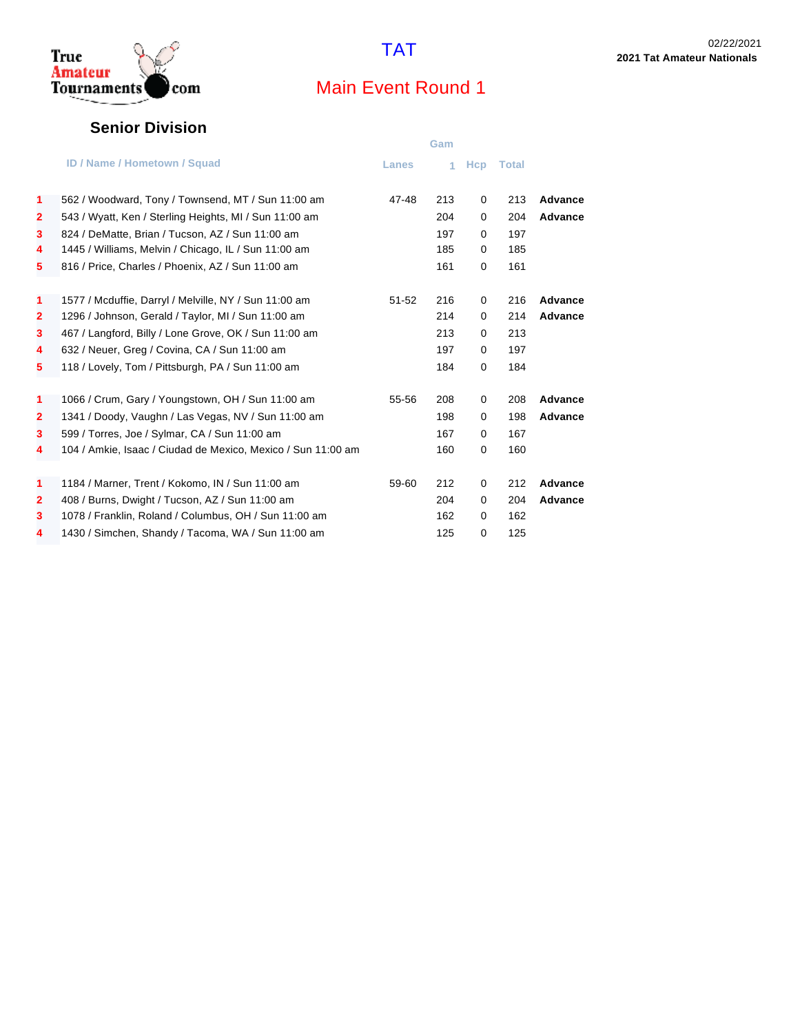# TAT

## Main Event Round 1

02/22/2021
**2021 Tat Amateur Nationals**

### Senior Division

| | ID / Name / Hometown / Squad | Lanes | Game 1 | Hcp | Total | |
|---|---|---|---|---|---|---|
| 1 | 562 / Woodward, Tony / Townsend, MT / Sun 11:00 am | 47-48 | 213 | 0 | 213 | **Advance** |
| 2 | 543 / Wyatt, Ken / Sterling Heights, MI / Sun 11:00 am | | 204 | 0 | 204 | **Advance** |
| 3 | 824 / DeMatte, Brian / Tucson, AZ / Sun 11:00 am | | 197 | 0 | 197 | |
| 4 | 1445 / Williams, Melvin / Chicago, IL / Sun 11:00 am | | 185 | 0 | 185 | |
| 5 | 816 / Price, Charles / Phoenix, AZ / Sun 11:00 am | | 161 | 0 | 161 | |
| 1 | 1577 / Mcduffie, Darryl / Melville, NY / Sun 11:00 am | 51-52 | 216 | 0 | 216 | **Advance** |
| 2 | 1296 / Johnson, Gerald / Taylor, MI / Sun 11:00 am | | 214 | 0 | 214 | **Advance** |
| 3 | 467 / Langford, Billy / Lone Grove, OK / Sun 11:00 am | | 213 | 0 | 213 | |
| 4 | 632 / Neuer, Greg / Covina, CA / Sun 11:00 am | | 197 | 0 | 197 | |
| 5 | 118 / Lovely, Tom / Pittsburgh, PA / Sun 11:00 am | | 184 | 0 | 184 | |
| 1 | 1066 / Crum, Gary / Youngstown, OH / Sun 11:00 am | 55-56 | 208 | 0 | 208 | **Advance** |
| 2 | 1341 / Doody, Vaughn / Las Vegas, NV / Sun 11:00 am | | 198 | 0 | 198 | **Advance** |
| 3 | 599 / Torres, Joe / Sylmar, CA / Sun 11:00 am | | 167 | 0 | 167 | |
| 4 | 104 / Amkie, Isaac / Ciudad de Mexico, Mexico / Sun 11:00 am | | 160 | 0 | 160 | |
| 1 | 1184 / Marner, Trent / Kokomo, IN / Sun 11:00 am | 59-60 | 212 | 0 | 212 | **Advance** |
| 2 | 408 / Burns, Dwight / Tucson, AZ / Sun 11:00 am | | 204 | 0 | 204 | **Advance** |
| 3 | 1078 / Franklin, Roland / Columbus, OH / Sun 11:00 am | | 162 | 0 | 162 | |
| 4 | 1430 / Simchen, Shandy / Tacoma, WA / Sun 11:00 am | | 125 | 0 | 125 | |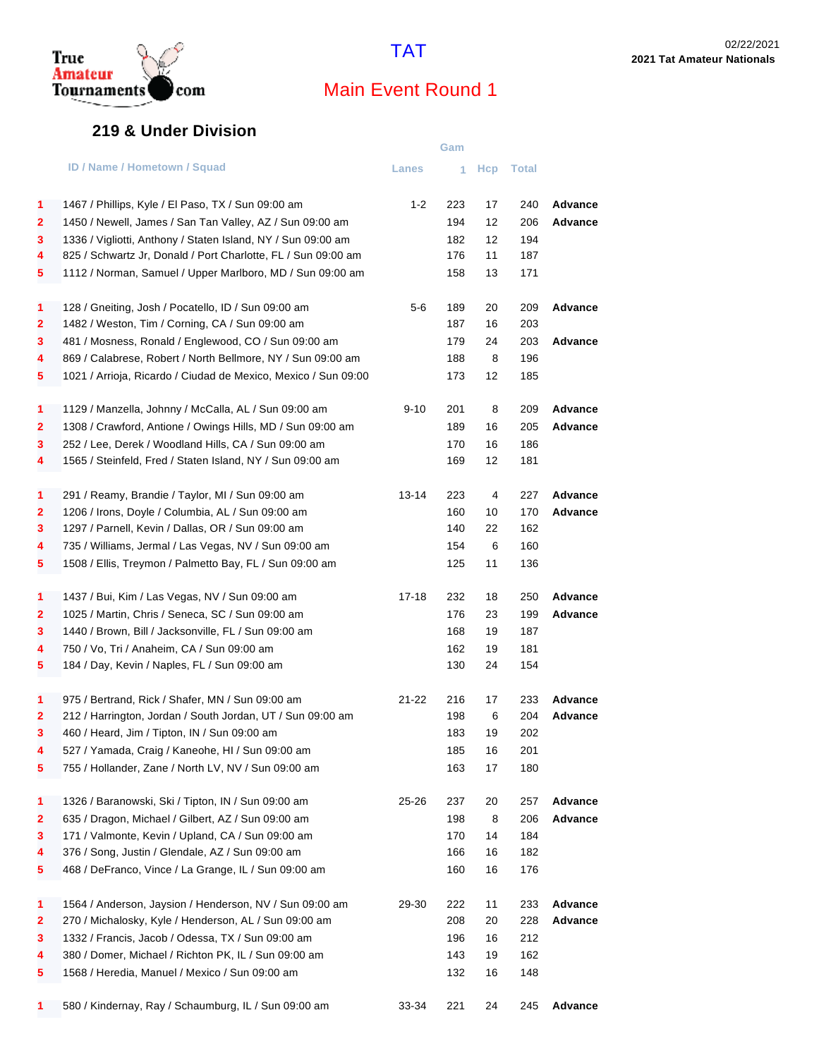TAT

02/22/2021

**2021 Tat Amateur Nationals**

## Main Event Round 1

### 219 & Under Division

| | ID / Name / Hometown / Squad | Lanes | Game 1 | Hcp | Total | |
|---|---|---|---|---|---|---|
| 1 | 1467 / Phillips, Kyle / El Paso, TX / Sun 09:00 am | 1-2 | 223 | 17 | 240 | **Advance** |
| 2 | 1450 / Newell, James / San Tan Valley, AZ / Sun 09:00 am | | 194 | 12 | 206 | **Advance** |
| 3 | 1336 / Vigliotti, Anthony / Staten Island, NY / Sun 09:00 am | | 182 | 12 | 194 | |
| 4 | 825 / Schwartz Jr, Donald / Port Charlotte, FL / Sun 09:00 am | | 176 | 11 | 187 | |
| 5 | 1112 / Norman, Samuel / Upper Marlboro, MD / Sun 09:00 am | | 158 | 13 | 171 | |
| 1 | 128 / Gneiting, Josh / Pocatello, ID / Sun 09:00 am | 5-6 | 189 | 20 | 209 | **Advance** |
| 2 | 1482 / Weston, Tim / Corning, CA / Sun 09:00 am | | 187 | 16 | 203 | |
| 3 | 481 / Mosness, Ronald / Englewood, CO / Sun 09:00 am | | 179 | 24 | 203 | **Advance** |
| 4 | 869 / Calabrese, Robert / North Bellmore, NY / Sun 09:00 am | | 188 | 8 | 196 | |
| 5 | 1021 / Arrioja, Ricardo / Ciudad de Mexico, Mexico / Sun 09:00 | | 173 | 12 | 185 | |
| 1 | 1129 / Manzella, Johnny / McCalla, AL / Sun 09:00 am | 9-10 | 201 | 8 | 209 | **Advance** |
| 2 | 1308 / Crawford, Antione / Owings Hills, MD / Sun 09:00 am | | 189 | 16 | 205 | **Advance** |
| 3 | 252 / Lee, Derek / Woodland Hills, CA / Sun 09:00 am | | 170 | 16 | 186 | |
| 4 | 1565 / Steinfeld, Fred / Staten Island, NY / Sun 09:00 am | | 169 | 12 | 181 | |
| 1 | 291 / Reamy, Brandie / Taylor, MI / Sun 09:00 am | 13-14 | 223 | 4 | 227 | **Advance** |
| 2 | 1206 / Irons, Doyle / Columbia, AL / Sun 09:00 am | | 160 | 10 | 170 | **Advance** |
| 3 | 1297 / Parnell, Kevin / Dallas, OR / Sun 09:00 am | | 140 | 22 | 162 | |
| 4 | 735 / Williams, Jermal / Las Vegas, NV / Sun 09:00 am | | 154 | 6 | 160 | |
| 5 | 1508 / Ellis, Treymon / Palmetto Bay, FL / Sun 09:00 am | | 125 | 11 | 136 | |
| 1 | 1437 / Bui, Kim / Las Vegas, NV / Sun 09:00 am | 17-18 | 232 | 18 | 250 | **Advance** |
| 2 | 1025 / Martin, Chris / Seneca, SC / Sun 09:00 am | | 176 | 23 | 199 | **Advance** |
| 3 | 1440 / Brown, Bill / Jacksonville, FL / Sun 09:00 am | | 168 | 19 | 187 | |
| 4 | 750 / Vo, Tri / Anaheim, CA / Sun 09:00 am | | 162 | 19 | 181 | |
| 5 | 184 / Day, Kevin / Naples, FL / Sun 09:00 am | | 130 | 24 | 154 | |
| 1 | 975 / Bertrand, Rick / Shafer, MN / Sun 09:00 am | 21-22 | 216 | 17 | 233 | **Advance** |
| 2 | 212 / Harrington, Jordan / South Jordan, UT / Sun 09:00 am | | 198 | 6 | 204 | **Advance** |
| 3 | 460 / Heard, Jim / Tipton, IN / Sun 09:00 am | | 183 | 19 | 202 | |
| 4 | 527 / Yamada, Craig / Kaneohe, HI / Sun 09:00 am | | 185 | 16 | 201 | |
| 5 | 755 / Hollander, Zane / North LV, NV / Sun 09:00 am | | 163 | 17 | 180 | |
| 1 | 1326 / Baranowski, Ski / Tipton, IN / Sun 09:00 am | 25-26 | 237 | 20 | 257 | **Advance** |
| 2 | 635 / Dragon, Michael / Gilbert, AZ / Sun 09:00 am | | 198 | 8 | 206 | **Advance** |
| 3 | 171 / Valmonte, Kevin / Upland, CA / Sun 09:00 am | | 170 | 14 | 184 | |
| 4 | 376 / Song, Justin / Glendale, AZ / Sun 09:00 am | | 166 | 16 | 182 | |
| 5 | 468 / DeFranco, Vince / La Grange, IL / Sun 09:00 am | | 160 | 16 | 176 | |
| 1 | 1564 / Anderson, Jaysion / Henderson, NV / Sun 09:00 am | 29-30 | 222 | 11 | 233 | **Advance** |
| 2 | 270 / Michalosky, Kyle / Henderson, AL / Sun 09:00 am | | 208 | 20 | 228 | **Advance** |
| 3 | 1332 / Francis, Jacob / Odessa, TX / Sun 09:00 am | | 196 | 16 | 212 | |
| 4 | 380 / Domer, Michael / Richton PK, IL / Sun 09:00 am | | 143 | 19 | 162 | |
| 5 | 1568 / Heredia, Manuel / Mexico / Sun 09:00 am | | 132 | 16 | 148 | |
| 1 | 580 / Kindernay, Ray / Schaumburg, IL / Sun 09:00 am | 33-34 | 221 | 24 | 245 | **Advance** |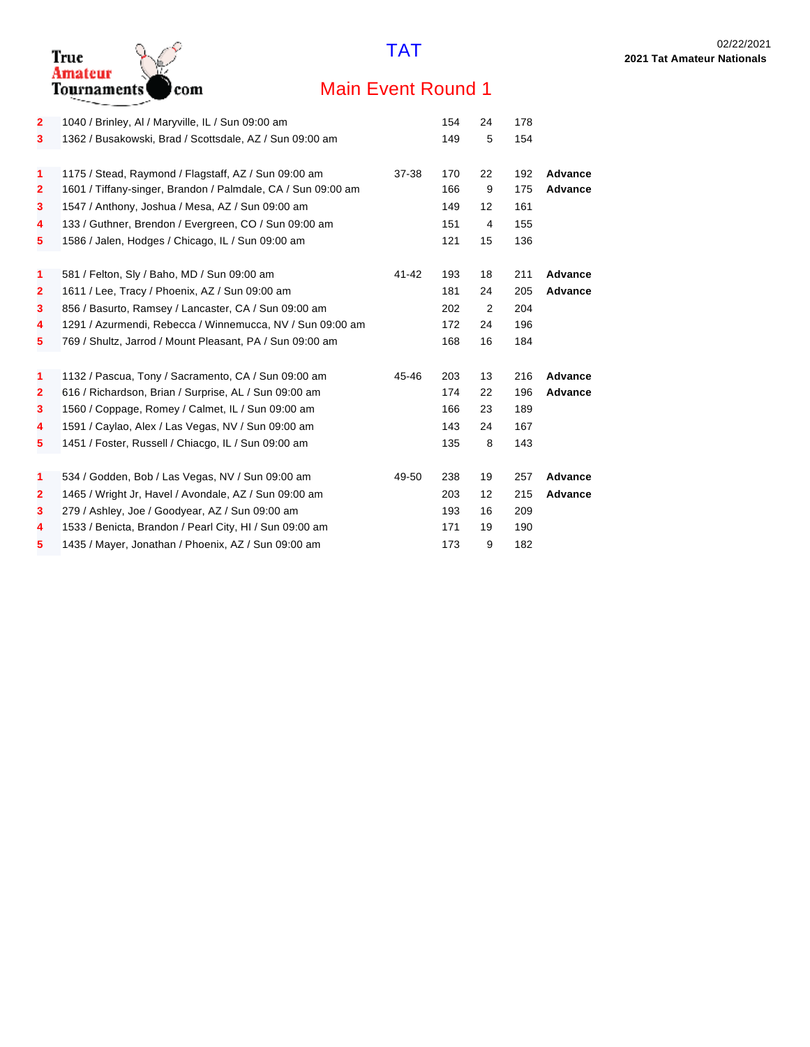# TAT

## Main Event Round 1

02/22/2021
**2021 Tat Amateur Nationals**

| Place | Bowler | Lanes | Score | Hdcp | Total | Status |
|---|---|---|---|---|---|---|
| 2 | 1040 / Brinley, Al / Maryville, IL / Sun 09:00 am | | 154 | 24 | 178 | |
| 3 | 1362 / Busakowski, Brad / Scottsdale, AZ / Sun 09:00 am | | 149 | 5 | 154 | |
| | | | | | | |
| 1 | 1175 / Stead, Raymond / Flagstaff, AZ / Sun 09:00 am | 37-38 | 170 | 22 | 192 | **Advance** |
| 2 | 1601 / Tiffany-singer, Brandon / Palmdale, CA / Sun 09:00 am | | 166 | 9 | 175 | **Advance** |
| 3 | 1547 / Anthony, Joshua / Mesa, AZ / Sun 09:00 am | | 149 | 12 | 161 | |
| 4 | 133 / Guthner, Brendon / Evergreen, CO / Sun 09:00 am | | 151 | 4 | 155 | |
| 5 | 1586 / Jalen, Hodges / Chicago, IL / Sun 09:00 am | | 121 | 15 | 136 | |
| | | | | | | |
| 1 | 581 / Felton, Sly / Baho, MD / Sun 09:00 am | 41-42 | 193 | 18 | 211 | **Advance** |
| 2 | 1611 / Lee, Tracy / Phoenix, AZ / Sun 09:00 am | | 181 | 24 | 205 | **Advance** |
| 3 | 856 / Basurto, Ramsey / Lancaster, CA / Sun 09:00 am | | 202 | 2 | 204 | |
| 4 | 1291 / Azurmendi, Rebecca / Winnemucca, NV / Sun 09:00 am | | 172 | 24 | 196 | |
| 5 | 769 / Shultz, Jarrod / Mount Pleasant, PA / Sun 09:00 am | | 168 | 16 | 184 | |
| | | | | | | |
| 1 | 1132 / Pascua, Tony / Sacramento, CA / Sun 09:00 am | 45-46 | 203 | 13 | 216 | **Advance** |
| 2 | 616 / Richardson, Brian / Surprise, AL / Sun 09:00 am | | 174 | 22 | 196 | **Advance** |
| 3 | 1560 / Coppage, Romey / Calmet, IL / Sun 09:00 am | | 166 | 23 | 189 | |
| 4 | 1591 / Caylao, Alex / Las Vegas, NV / Sun 09:00 am | | 143 | 24 | 167 | |
| 5 | 1451 / Foster, Russell / Chiacgo, IL / Sun 09:00 am | | 135 | 8 | 143 | |
| | | | | | | |
| 1 | 534 / Godden, Bob / Las Vegas, NV / Sun 09:00 am | 49-50 | 238 | 19 | 257 | **Advance** |
| 2 | 1465 / Wright Jr, Havel / Avondale, AZ / Sun 09:00 am | | 203 | 12 | 215 | **Advance** |
| 3 | 279 / Ashley, Joe / Goodyear, AZ / Sun 09:00 am | | 193 | 16 | 209 | |
| 4 | 1533 / Benicta, Brandon / Pearl City, HI / Sun 09:00 am | | 171 | 19 | 190 | |
| 5 | 1435 / Mayer, Jonathan / Phoenix, AZ / Sun 09:00 am | | 173 | 9 | 182 | |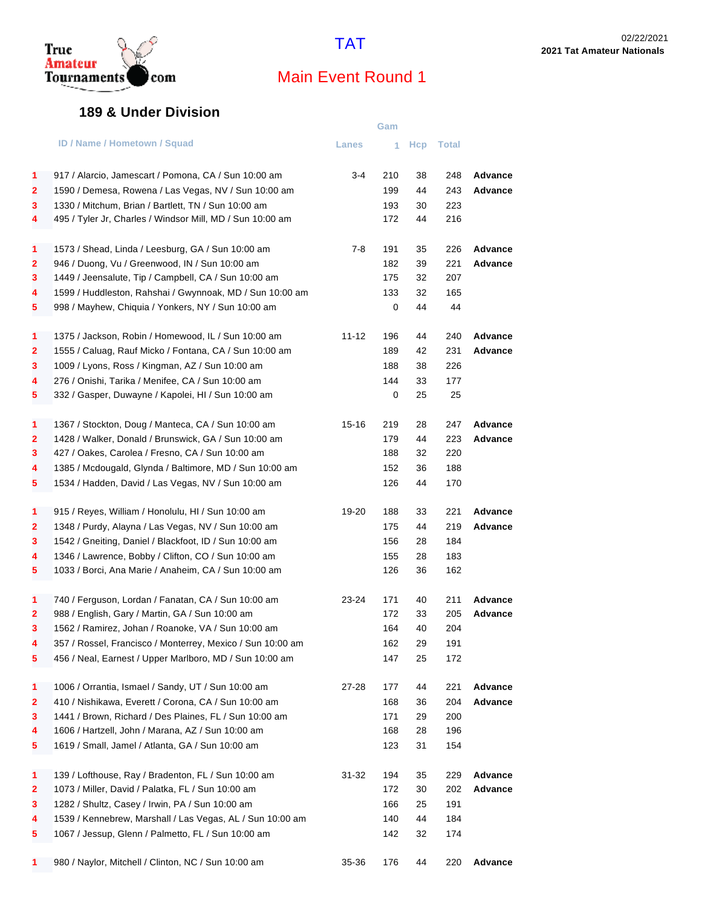TAT

02/22/2021

**2021 Tat Amateur Nationals**

## Main Event Round 1

### 189 & Under Division

| | ID / Name / Hometown / Squad | Lanes | Gam 1 | Hcp | Total | |
|---|---|---|---|---|---|---|
| 1 | 917 / Alarcio, Jamescart / Pomona, CA / Sun 10:00 am | 3-4 | 210 | 38 | 248 | **Advance** |
| 2 | 1590 / Demesa, Rowena / Las Vegas, NV / Sun 10:00 am | | 199 | 44 | 243 | **Advance** |
| 3 | 1330 / Mitchum, Brian / Bartlett, TN / Sun 10:00 am | | 193 | 30 | 223 | |
| 4 | 495 / Tyler Jr, Charles / Windsor Mill, MD / Sun 10:00 am | | 172 | 44 | 216 | |
| | | | | | | |
| 1 | 1573 / Shead, Linda / Leesburg, GA / Sun 10:00 am | 7-8 | 191 | 35 | 226 | **Advance** |
| 2 | 946 / Duong, Vu / Greenwood, IN / Sun 10:00 am | | 182 | 39 | 221 | **Advance** |
| 3 | 1449 / Jeensalute, Tip / Campbell, CA / Sun 10:00 am | | 175 | 32 | 207 | |
| 4 | 1599 / Huddleston, Rahshai / Gwynnoak, MD / Sun 10:00 am | | 133 | 32 | 165 | |
| 5 | 998 / Mayhew, Chiquia / Yonkers, NY / Sun 10:00 am | | 0 | 44 | 44 | |
| | | | | | | |
| 1 | 1375 / Jackson, Robin / Homewood, IL / Sun 10:00 am | 11-12 | 196 | 44 | 240 | **Advance** |
| 2 | 1555 / Caluag, Rauf Micko / Fontana, CA / Sun 10:00 am | | 189 | 42 | 231 | **Advance** |
| 3 | 1009 / Lyons, Ross / Kingman, AZ / Sun 10:00 am | | 188 | 38 | 226 | |
| 4 | 276 / Onishi, Tarika / Menifee, CA / Sun 10:00 am | | 144 | 33 | 177 | |
| 5 | 332 / Gasper, Duwayne / Kapolei, HI / Sun 10:00 am | | 0 | 25 | 25 | |
| | | | | | | |
| 1 | 1367 / Stockton, Doug / Manteca, CA / Sun 10:00 am | 15-16 | 219 | 28 | 247 | **Advance** |
| 2 | 1428 / Walker, Donald / Brunswick, GA / Sun 10:00 am | | 179 | 44 | 223 | **Advance** |
| 3 | 427 / Oakes, Carolea / Fresno, CA / Sun 10:00 am | | 188 | 32 | 220 | |
| 4 | 1385 / Mcdougald, Glynda / Baltimore, MD / Sun 10:00 am | | 152 | 36 | 188 | |
| 5 | 1534 / Hadden, David / Las Vegas, NV / Sun 10:00 am | | 126 | 44 | 170 | |
| | | | | | | |
| 1 | 915 / Reyes, William / Honolulu, HI / Sun 10:00 am | 19-20 | 188 | 33 | 221 | **Advance** |
| 2 | 1348 / Purdy, Alayna / Las Vegas, NV / Sun 10:00 am | | 175 | 44 | 219 | **Advance** |
| 3 | 1542 / Gneiting, Daniel / Blackfoot, ID / Sun 10:00 am | | 156 | 28 | 184 | |
| 4 | 1346 / Lawrence, Bobby / Clifton, CO / Sun 10:00 am | | 155 | 28 | 183 | |
| 5 | 1033 / Borci, Ana Marie / Anaheim, CA / Sun 10:00 am | | 126 | 36 | 162 | |
| | | | | | | |
| 1 | 740 / Ferguson, Lordan / Fanatan, CA / Sun 10:00 am | 23-24 | 171 | 40 | 211 | **Advance** |
| 2 | 988 / English, Gary / Martin, GA / Sun 10:00 am | | 172 | 33 | 205 | **Advance** |
| 3 | 1562 / Ramirez, Johan / Roanoke, VA / Sun 10:00 am | | 164 | 40 | 204 | |
| 4 | 357 / Rossel, Francisco / Monterrey, Mexico / Sun 10:00 am | | 162 | 29 | 191 | |
| 5 | 456 / Neal, Earnest / Upper Marlboro, MD / Sun 10:00 am | | 147 | 25 | 172 | |
| | | | | | | |
| 1 | 1006 / Orrantia, Ismael / Sandy, UT / Sun 10:00 am | 27-28 | 177 | 44 | 221 | **Advance** |
| 2 | 410 / Nishikawa, Everett / Corona, CA / Sun 10:00 am | | 168 | 36 | 204 | **Advance** |
| 3 | 1441 / Brown, Richard / Des Plaines, FL / Sun 10:00 am | | 171 | 29 | 200 | |
| 4 | 1606 / Hartzell, John / Marana, AZ / Sun 10:00 am | | 168 | 28 | 196 | |
| 5 | 1619 / Small, Jamel / Atlanta, GA / Sun 10:00 am | | 123 | 31 | 154 | |
| | | | | | | |
| 1 | 139 / Lofthouse, Ray / Bradenton, FL / Sun 10:00 am | 31-32 | 194 | 35 | 229 | **Advance** |
| 2 | 1073 / Miller, David / Palatka, FL / Sun 10:00 am | | 172 | 30 | 202 | **Advance** |
| 3 | 1282 / Shultz, Casey / Irwin, PA / Sun 10:00 am | | 166 | 25 | 191 | |
| 4 | 1539 / Kennebrew, Marshall / Las Vegas, AL / Sun 10:00 am | | 140 | 44 | 184 | |
| 5 | 1067 / Jessup, Glenn / Palmetto, FL / Sun 10:00 am | | 142 | 32 | 174 | |
| | | | | | | |
| 1 | 980 / Naylor, Mitchell / Clinton, NC / Sun 10:00 am | 35-36 | 176 | 44 | 220 | **Advance** |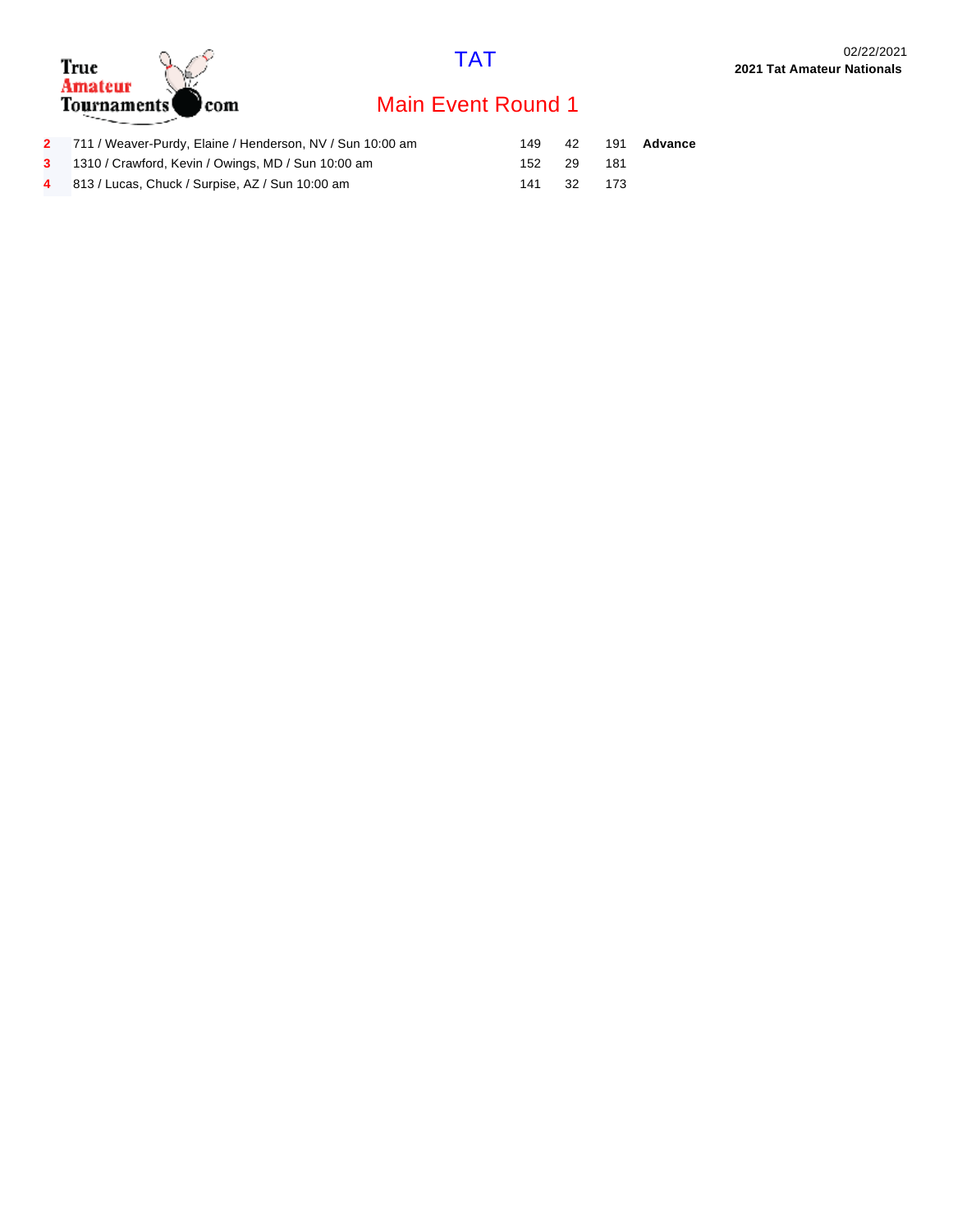TAT

## Main Event Round 1

02/22/2021
**2021 Tat Amateur Nationals**

| | | | | | |
|---|---|---|---|---|---|
| 2 | 711 / Weaver-Purdy, Elaine / Henderson, NV / Sun 10:00 am | 149 | 42 | 191 | **Advance** |
| 3 | 1310 / Crawford, Kevin / Owings, MD / Sun 10:00 am | 152 | 29 | 181 | |
| 4 | 813 / Lucas, Chuck / Surprise, AZ / Sun 10:00 am | 141 | 32 | 173 | |